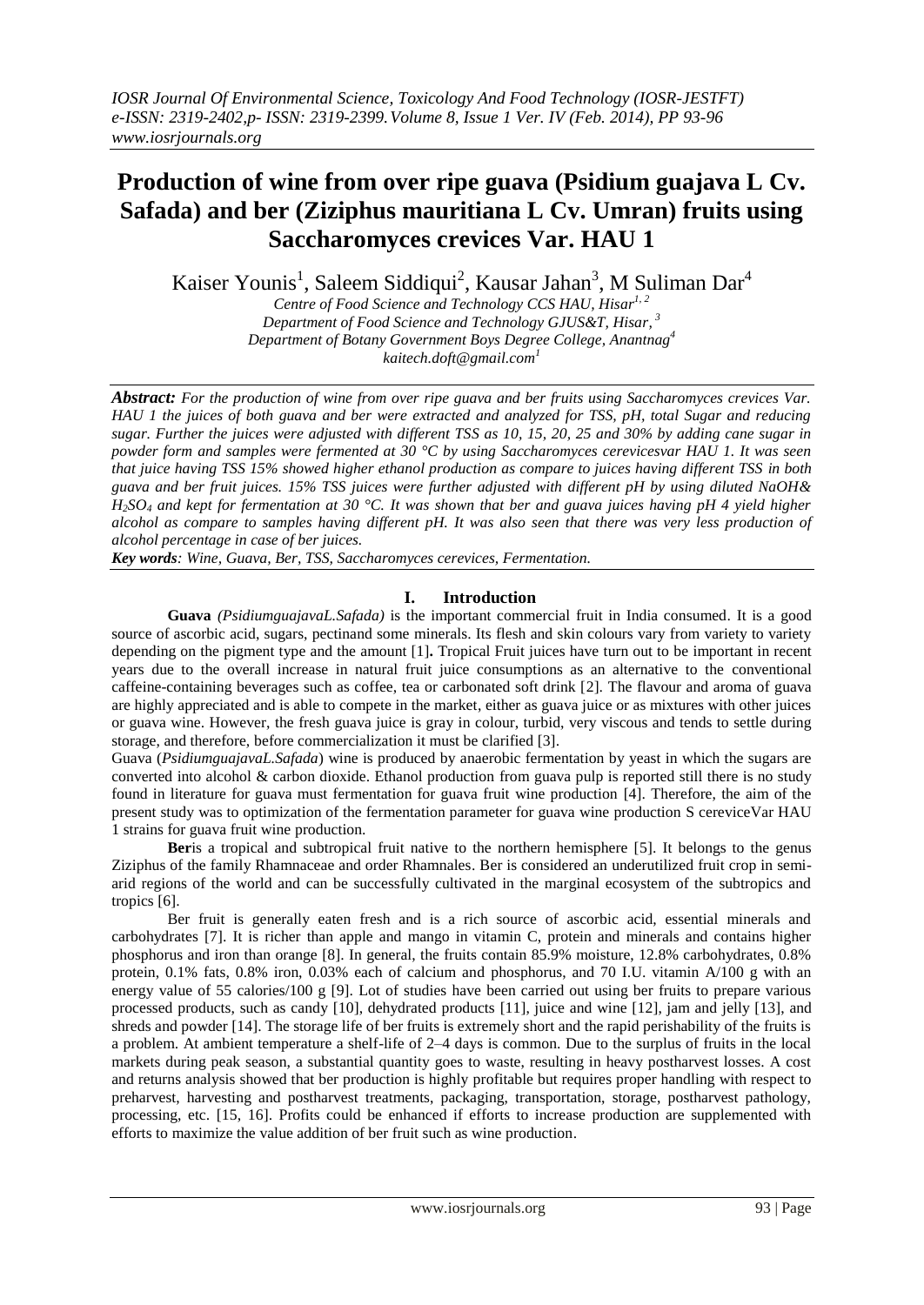# Production of wine from over ripe guava (Psidium guajava L Cv. Safada) and ber (Ziziphus mauritiana L Cv. Umran) fruits using Saccharomyces crevices Var. HAU 1

Kaiser Younis[1], Saleem Siddiqui[2], Kausar Jahan[3], M Suliman Dar[4]

*Centre of Food Science and Technology CCS HAU, Hisar[1, 2]*
*Department of Food Science and Technology GJUS&T, Hisar, [3]*
*Department of Botany Government Boys Degree College, Anantnag[4]*
*kaitech.doft@gmail.com[1]*

***Abstract:*** *For the production of wine from over ripe guava and ber fruits using Saccharomyces crevices Var. HAU 1 the juices of both guava and ber were extracted and analyzed for TSS, pH, total Sugar and reducing sugar. Further the juices were adjusted with different TSS as 10, 15, 20, 25 and 30% by adding cane sugar in powder form and samples were fermented at 30 °C by using Saccharomyces cerevicesvar HAU 1. It was seen that juice having TSS 15% showed higher ethanol production as compare to juices having different TSS in both guava and ber fruit juices. 15% TSS juices were further adjusted with different pH by using diluted NaOH& $H_2SO_4$ and kept for fermentation at 30 °C. It was shown that ber and guava juices having pH 4 yield higher alcohol as compare to samples having different pH. It was also seen that there was very less production of alcohol percentage in case of ber juices.*

***Key words**: Wine, Guava, Ber, TSS, Saccharomyces cerevices, Fermentation.*

## I. Introduction

**Guava** *(PsidiumguajavaL.Safada)* is the important commercial fruit in India consumed. It is a good source of ascorbic acid, sugars, pectinand some minerals. Its flesh and skin colours vary from variety to variety depending on the pigment type and the amount [1]**.** Tropical Fruit juices have turn out to be important in recent years due to the overall increase in natural fruit juice consumptions as an alternative to the conventional caffeine-containing beverages such as coffee, tea or carbonated soft drink [2]. The flavour and aroma of guava are highly appreciated and is able to compete in the market, either as guava juice or as mixtures with other juices or guava wine. However, the fresh guava juice is gray in colour, turbid, very viscous and tends to settle during storage, and therefore, before commercialization it must be clarified [3].

Guava (*PsidiumguajavaL.Safada*) wine is produced by anaerobic fermentation by yeast in which the sugars are converted into alcohol & carbon dioxide. Ethanol production from guava pulp is reported still there is no study found in literature for guava must fermentation for guava fruit wine production [4]. Therefore, the aim of the present study was to optimization of the fermentation parameter for guava wine production S cereviceVar HAU 1 strains for guava fruit wine production.

**Ber**is a tropical and subtropical fruit native to the northern hemisphere [5]. It belongs to the genus Ziziphus of the family Rhamnaceae and order Rhamnales. Ber is considered an underutilized fruit crop in semi-arid regions of the world and can be successfully cultivated in the marginal ecosystem of the subtropics and tropics [6].

Ber fruit is generally eaten fresh and is a rich source of ascorbic acid, essential minerals and carbohydrates [7]. It is richer than apple and mango in vitamin C, protein and minerals and contains higher phosphorus and iron than orange [8]. In general, the fruits contain 85.9% moisture, 12.8% carbohydrates, 0.8% protein, 0.1% fats, 0.8% iron, 0.03% each of calcium and phosphorus, and 70 I.U. vitamin A/100 g with an energy value of 55 calories/100 g [9]. Lot of studies have been carried out using ber fruits to prepare various processed products, such as candy [10], dehydrated products [11], juice and wine [12], jam and jelly [13], and shreds and powder [14]. The storage life of ber fruits is extremely short and the rapid perishability of the fruits is a problem. At ambient temperature a shelf-life of 2–4 days is common. Due to the surplus of fruits in the local markets during peak season, a substantial quantity goes to waste, resulting in heavy postharvest losses. A cost and returns analysis showed that ber production is highly profitable but requires proper handling with respect to preharvest, harvesting and postharvest treatments, packaging, transportation, storage, postharvest pathology, processing, etc. [15, 16]. Profits could be enhanced if efforts to increase production are supplemented with efforts to maximize the value addition of ber fruit such as wine production.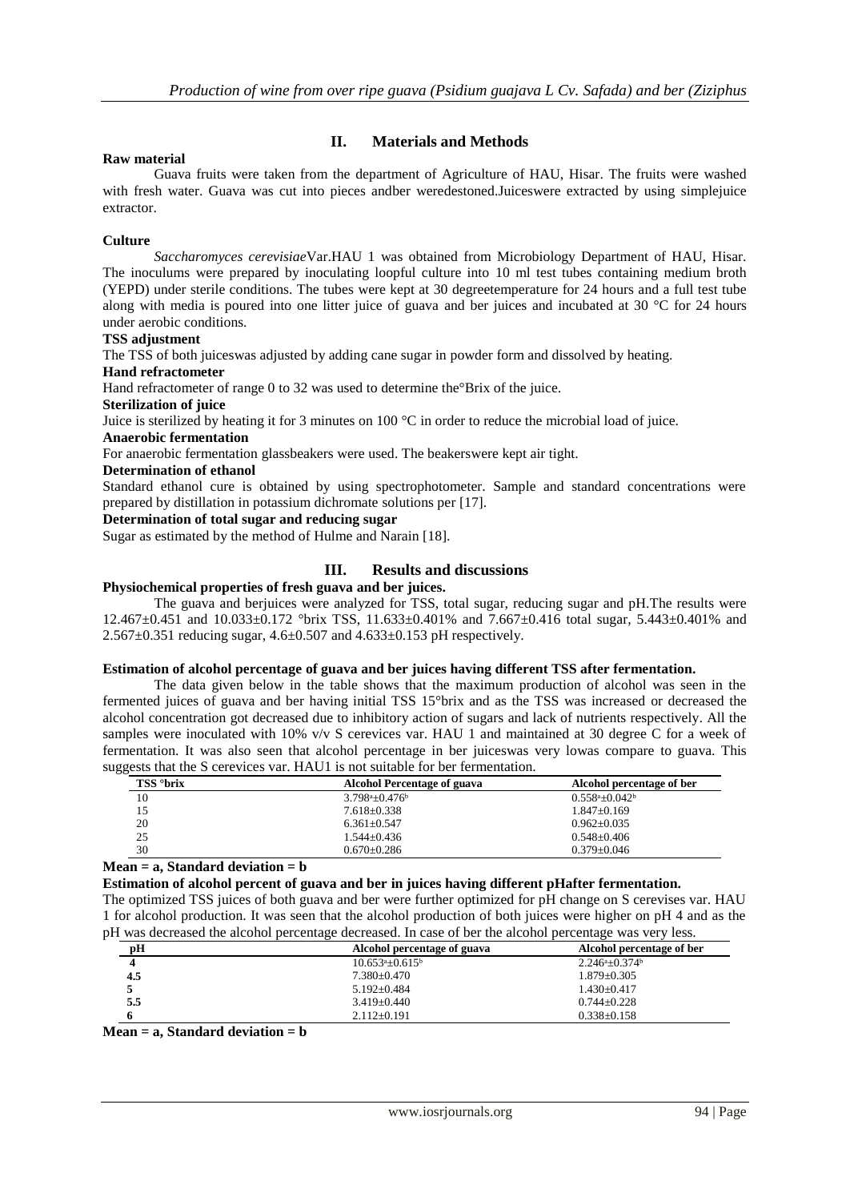## II. Materials and Methods

**Raw material**

Guava fruits were taken from the department of Agriculture of HAU, Hisar. The fruits were washed with fresh water. Guava was cut into pieces andber weredestoned.Juiceswere extracted by using simplejuice extractor.

**Culture**

*Saccharomyces cerevisiae*Var.HAU 1 was obtained from Microbiology Department of HAU, Hisar. The inoculums were prepared by inoculating loopful culture into 10 ml test tubes containing medium broth (YEPD) under sterile conditions. The tubes were kept at 30 degreetemperature for 24 hours and a full test tube along with media is poured into one litter juice of guava and ber juices and incubated at 30 °C for 24 hours under aerobic conditions.

**TSS adjustment**

The TSS of both juiceswas adjusted by adding cane sugar in powder form and dissolved by heating.

**Hand refractometer**

Hand refractometer of range 0 to 32 was used to determine the°Brix of the juice.

**Sterilization of juice**

Juice is sterilized by heating it for 3 minutes on 100 °C in order to reduce the microbial load of juice.

**Anaerobic fermentation**

For anaerobic fermentation glassbeakers were used. The beakerswere kept air tight.

**Determination of ethanol**

Standard ethanol cure is obtained by using spectrophotometer. Sample and standard concentrations were prepared by distillation in potassium dichromate solutions per [17].

**Determination of total sugar and reducing sugar**

Sugar as estimated by the method of Hulme and Narain [18].

## III. Results and discussions

**Physiochemical properties of fresh guava and ber juices.**

The guava and berjuices were analyzed for TSS, total sugar, reducing sugar and pH.The results were 12.467±0.451 and 10.033±0.172 °brix TSS, 11.633±0.401% and 7.667±0.416 total sugar, 5.443±0.401% and 2.567±0.351 reducing sugar, 4.6±0.507 and 4.633±0.153 pH respectively.

**Estimation of alcohol percentage of guava and ber juices having different TSS after fermentation.**

The data given below in the table shows that the maximum production of alcohol was seen in the fermented juices of guava and ber having initial TSS 15°brix and as the TSS was increased or decreased the alcohol concentration got decreased due to inhibitory action of sugars and lack of nutrients respectively. All the samples were inoculated with 10% v/v S cerevices var. HAU 1 and maintained at 30 degree C for a week of fermentation. It was also seen that alcohol percentage in ber juiceswas very lowas compare to guava. This suggests that the S cerevices var. HAU1 is not suitable for ber fermentation.

| TSS °brix | Alcohol Percentage of guava | Alcohol percentage of ber |
|---|---|---|
| 10 | 3.798[a]±0.476[b] | 0.558[a]±0.042[b] |
| 15 | 7.618±0.338 | 1.847±0.169 |
| 20 | 6.361±0.547 | 0.962±0.035 |
| 25 | 1.544±0.436 | 0.548±0.406 |
| 30 | 0.670±0.286 | 0.379±0.046 |

**Mean = a, Standard deviation = b**

**Estimation of alcohol percent of guava and ber in juices having different pHafter fermentation.**

The optimized TSS juices of both guava and ber were further optimized for pH change on S cerevises var. HAU 1 for alcohol production. It was seen that the alcohol production of both juices were higher on pH 4 and as the pH was decreased the alcohol percentage decreased. In case of ber the alcohol percentage was very less.

| pH | Alcohol percentage of guava | Alcohol percentage of ber |
|---|---|---|
| **4** | 10.653[a]±0.615[b] | 2.246[a]±0.374[b] |
| **4.5** | 7.380±0.470 | 1.879±0.305 |
| **5** | 5.192±0.484 | 1.430±0.417 |
| **5.5** | 3.419±0.440 | 0.744±0.228 |
| **6** | 2.112±0.191 | 0.338±0.158 |

**Mean = a, Standard deviation = b**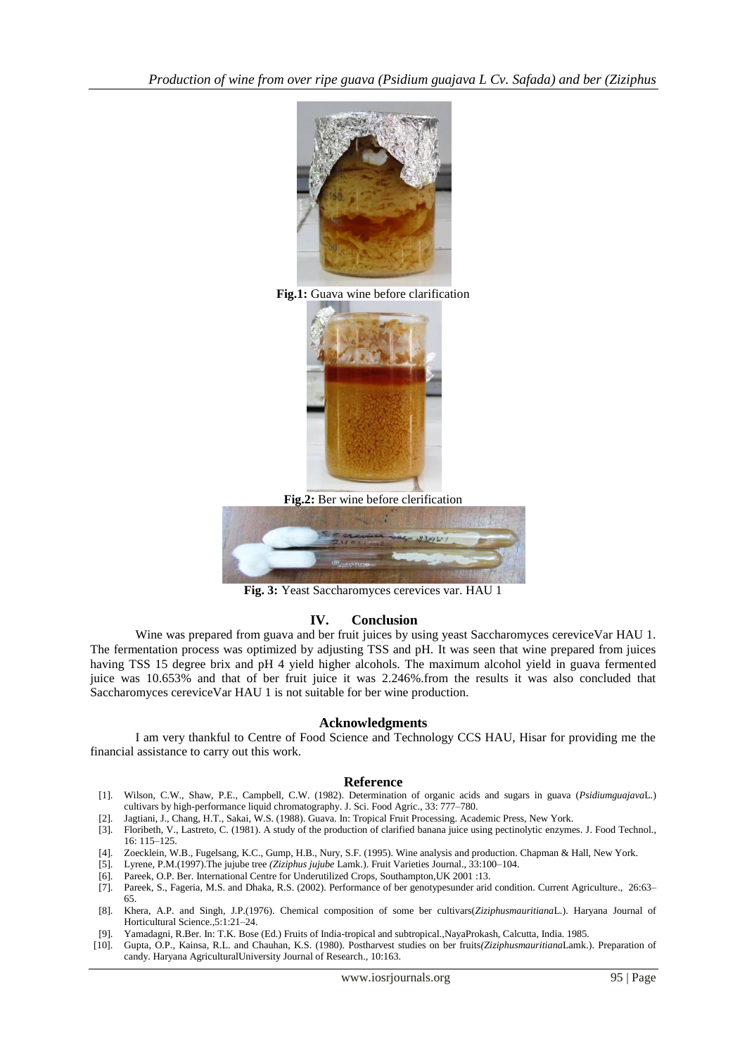**Fig.1:** Guava wine before clarification

**Fig.2:** Ber wine before clarification

**Fig. 3:** Yeast Saccharomyces cerevices var. HAU 1

## IV. Conclusion

Wine was prepared from guava and ber fruit juices by using yeast Saccharomyces cereviceVar HAU 1. The fermentation process was optimized by adjusting TSS and pH. It was seen that wine prepared from juices having TSS 15 degree brix and pH 4 yield higher alcohols. The maximum alcohol yield in guava fermented juice was 10.653% and that of ber fruit juice it was 2.246%.from the results it was also concluded that Saccharomyces cereviceVar HAU 1 is not suitable for ber wine production.

## Acknowledgments

I am very thankful to Centre of Food Science and Technology CCS HAU, Hisar for providing me the financial assistance to carry out this work.

## Reference

[1]. Wilson, C.W., Shaw, P.E., Campbell, C.W. (1982). Determination of organic acids and sugars in guava (*Psidiumguajava*L.) cultivars by high-performance liquid chromatography. J. Sci. Food Agric., 33: 777–780.

[2]. Jagtiani, J., Chang, H.T., Sakai, W.S. (1988). Guava. In: Tropical Fruit Processing. Academic Press, New York.

[3]. Floribeth, V., Lastreto, C. (1981). A study of the production of clarified banana juice using pectinolytic enzymes. J. Food Technol., 16: 115–125.

[4]. Zoecklein, W.B., Fugelsang, K.C., Gump, H.B., Nury, S.F. (1995). Wine analysis and production. Chapman & Hall, New York.

[5]. Lyrene, P.M.(1997).The jujube tree *(Ziziphus jujube* Lamk.). Fruit Varieties Journal., 33:100–104.

[6]. Pareek, O.P. Ber. International Centre for Underutilized Crops, Southampton,UK 2001 :13.

[7]. Pareek, S., Fageria, M.S. and Dhaka, R.S. (2002). Performance of ber genotypesunder arid condition. Current Agriculture., 26:63–65.

[8]. Khera, A.P. and Singh, J.P.(1976). Chemical composition of some ber cultivars(*Ziziphusmauritiana*L.). Haryana Journal of Horticultural Science.,5:1:21–24.

[9]. Yamadagni, R.Ber. In: T.K. Bose (Ed.) Fruits of India-tropical and subtropical.,NayaProkash, Calcutta, India. 1985.

[10]. Gupta, O.P., Kainsa, R.L. and Chauhan, K.S. (1980). Postharvest studies on ber fruits*(Ziziphusmauritiana*Lamk.). Preparation of candy. Haryana AgriculturalUniversity Journal of Research., 10:163.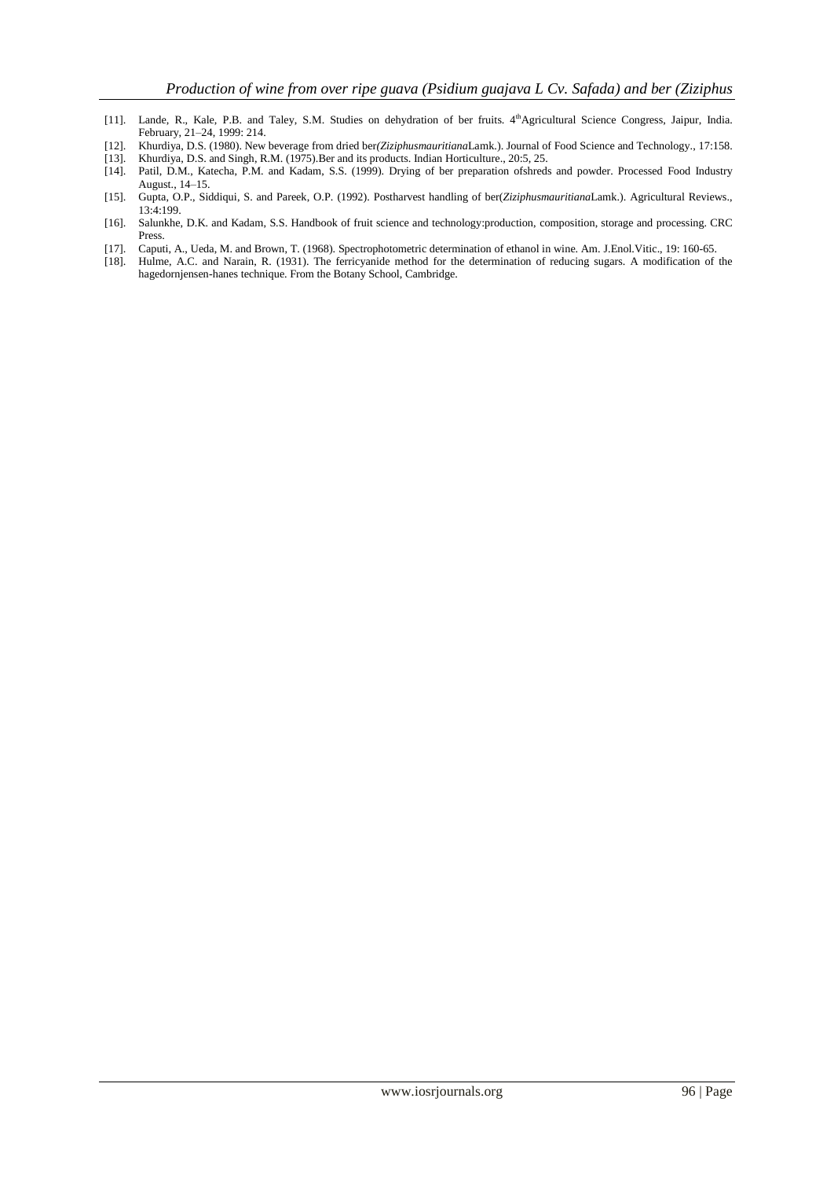[11]. Lande, R., Kale, P.B. and Taley, S.M. Studies on dehydration of ber fruits. 4th Agricultural Science Congress, Jaipur, India. February, 21–24, 1999: 214.

[12]. Khurdiya, D.S. (1980). New beverage from dried ber(*Ziziphusmauritiana*Lamk.). Journal of Food Science and Technology., 17:158.

[13]. Khurdiya, D.S. and Singh, R.M. (1975).Ber and its products. Indian Horticulture., 20:5, 25.

[14]. Patil, D.M., Katecha, P.M. and Kadam, S.S. (1999). Drying of ber preparation ofshreds and powder. Processed Food Industry August., 14–15.

[15]. Gupta, O.P., Siddiqui, S. and Pareek, O.P. (1992). Postharvest handling of ber(*Ziziphusmauritiana*Lamk.). Agricultural Reviews., 13:4:199.

[16]. Salunkhe, D.K. and Kadam, S.S. Handbook of fruit science and technology:production, composition, storage and processing. CRC Press.

[17]. Caputi, A., Ueda, M. and Brown, T. (1968). Spectrophotometric determination of ethanol in wine. Am. J.Enol.Vitic., 19: 160-65.

[18]. Hulme, A.C. and Narain, R. (1931). The ferricyanide method for the determination of reducing sugars. A modification of the hagedornjensen-hanes technique. From the Botany School, Cambridge.